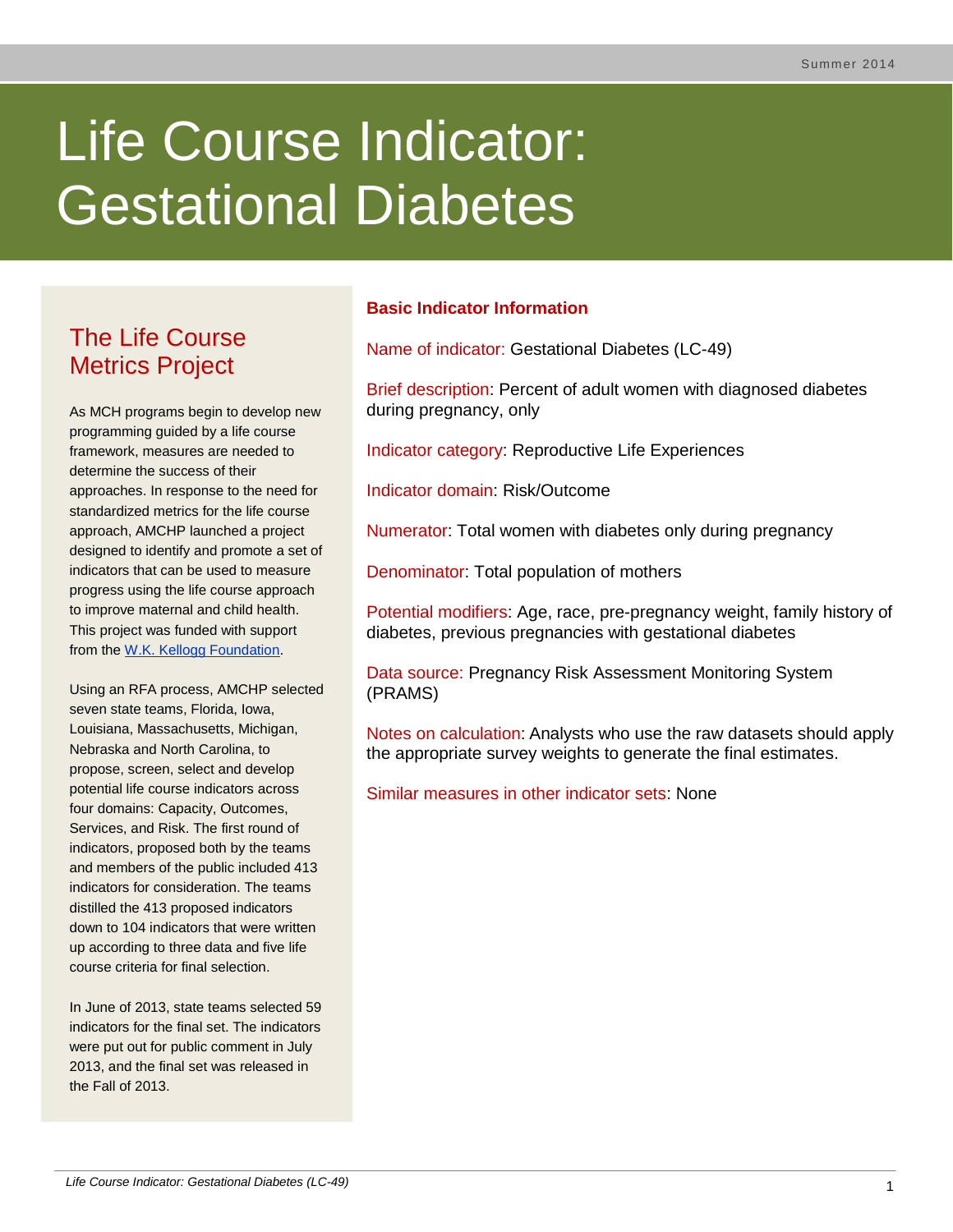# Life Course Indicator: Gestational Diabetes

## The Life Course Metrics Project

As MCH programs begin to develop new programming guided by a life course framework, measures are needed to determine the success of their approaches. In response to the need for standardized metrics for the life course approach, AMCHP launched a project designed to identify and promote a set of indicators that can be used to measure progress using the life course approach to improve maternal and child health. This project was funded with support from the [W.K. Kellogg Foundation](https://www.wkkf.org).

Using an RFA process, AMCHP selected seven state teams, Florida, Iowa, Louisiana, Massachusetts, Michigan, Nebraska and North Carolina, to propose, screen, select and develop potential life course indicators across four domains: Capacity, Outcomes, Services, and Risk. The first round of indicators, proposed both by the teams and members of the public included 413 indicators for consideration. The teams distilled the 413 proposed indicators down to 104 indicators that were written up according to three data and five life course criteria for final selection.

In June of 2013, state teams selected 59 indicators for the final set. The indicators were put out for public comment in July 2013, and the final set was released in the Fall of 2013.

## Basic Indicator Information

Name of indicator: Gestational Diabetes (LC-49)

Brief description: Percent of adult women with diagnosed diabetes during pregnancy, only

Indicator category: Reproductive Life Experiences

Indicator domain: Risk/Outcome

Numerator: Total women with diabetes only during pregnancy

Denominator: Total population of mothers

Potential modifiers: Age, race, pre-pregnancy weight, family history of diabetes, previous pregnancies with gestational diabetes

Data source: Pregnancy Risk Assessment Monitoring System (PRAMS)

Notes on calculation: Analysts who use the raw datasets should apply the appropriate survey weights to generate the final estimates.

Similar measures in other indicator sets: None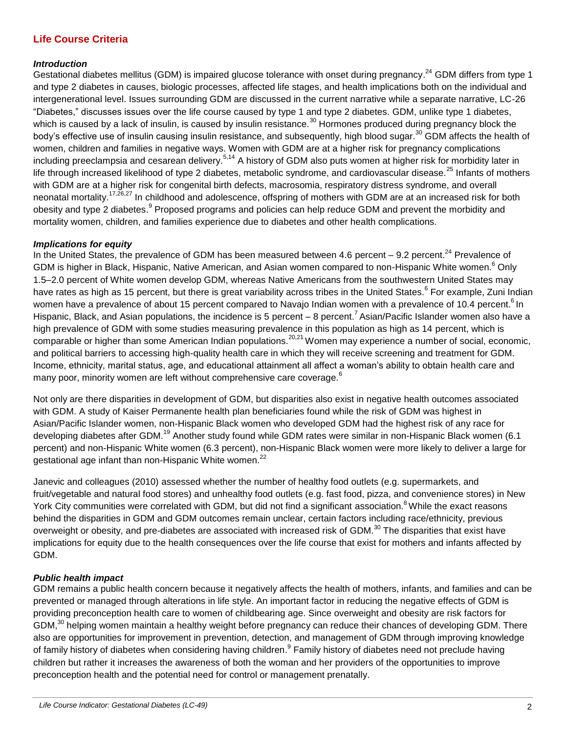## Life Course Criteria

### *Introduction*

Gestational diabetes mellitus (GDM) is impaired glucose tolerance with onset during pregnancy.[24] GDM differs from type 1 and type 2 diabetes in causes, biologic processes, affected life stages, and health implications both on the individual and intergenerational level. Issues surrounding GDM are discussed in the current narrative while a separate narrative, LC-26 "Diabetes," discusses issues over the life course caused by type 1 and type 2 diabetes. GDM, unlike type 1 diabetes, which is caused by a lack of insulin, is caused by insulin resistance.[30] Hormones produced during pregnancy block the body's effective use of insulin causing insulin resistance, and subsequently, high blood sugar.[30] GDM affects the health of women, children and families in negative ways. Women with GDM are at a higher risk for pregnancy complications including preeclampsia and cesarean delivery.[5,14] A history of GDM also puts women at higher risk for morbidity later in life through increased likelihood of type 2 diabetes, metabolic syndrome, and cardiovascular disease.[25] Infants of mothers with GDM are at a higher risk for congenital birth defects, macrosomia, respiratory distress syndrome, and overall neonatal mortality.[17,26,27] In childhood and adolescence, offspring of mothers with GDM are at an increased risk for both obesity and type 2 diabetes.[9] Proposed programs and policies can help reduce GDM and prevent the morbidity and mortality women, children, and families experience due to diabetes and other health complications.

### *Implications for equity*

In the United States, the prevalence of GDM has been measured between 4.6 percent – 9.2 percent.[24] Prevalence of GDM is higher in Black, Hispanic, Native American, and Asian women compared to non-Hispanic White women.[6] Only 1.5–2.0 percent of White women develop GDM, whereas Native Americans from the southwestern United States may have rates as high as 15 percent, but there is great variability across tribes in the United States.[6] For example, Zuni Indian women have a prevalence of about 15 percent compared to Navajo Indian women with a prevalence of 10.4 percent.[6] In Hispanic, Black, and Asian populations, the incidence is 5 percent – 8 percent.[7] Asian/Pacific Islander women also have a high prevalence of GDM with some studies measuring prevalence in this population as high as 14 percent, which is comparable or higher than some American Indian populations.[20,21] Women may experience a number of social, economic, and political barriers to accessing high-quality health care in which they will receive screening and treatment for GDM. Income, ethnicity, marital status, age, and educational attainment all affect a woman's ability to obtain health care and many poor, minority women are left without comprehensive care coverage.[6]

Not only are there disparities in development of GDM, but disparities also exist in negative health outcomes associated with GDM. A study of Kaiser Permanente health plan beneficiaries found while the risk of GDM was highest in Asian/Pacific Islander women, non-Hispanic Black women who developed GDM had the highest risk of any race for developing diabetes after GDM.[19] Another study found while GDM rates were similar in non-Hispanic Black women (6.1 percent) and non-Hispanic White women (6.3 percent), non-Hispanic Black women were more likely to deliver a large for gestational age infant than non-Hispanic White women.[22]

Janevic and colleagues (2010) assessed whether the number of healthy food outlets (e.g. supermarkets, and fruit/vegetable and natural food stores) and unhealthy food outlets (e.g. fast food, pizza, and convenience stores) in New York City communities were correlated with GDM, but did not find a significant association.[8] While the exact reasons behind the disparities in GDM and GDM outcomes remain unclear, certain factors including race/ethnicity, previous overweight or obesity, and pre-diabetes are associated with increased risk of GDM.[30] The disparities that exist have implications for equity due to the health consequences over the life course that exist for mothers and infants affected by GDM.

### *Public health impact*

GDM remains a public health concern because it negatively affects the health of mothers, infants, and families and can be prevented or managed through alterations in life style. An important factor in reducing the negative effects of GDM is providing preconception health care to women of childbearing age. Since overweight and obesity are risk factors for GDM,[30] helping women maintain a healthy weight before pregnancy can reduce their chances of developing GDM. There also are opportunities for improvement in prevention, detection, and management of GDM through improving knowledge of family history of diabetes when considering having children.[9] Family history of diabetes need not preclude having children but rather it increases the awareness of both the woman and her providers of the opportunities to improve preconception health and the potential need for control or management prenatally.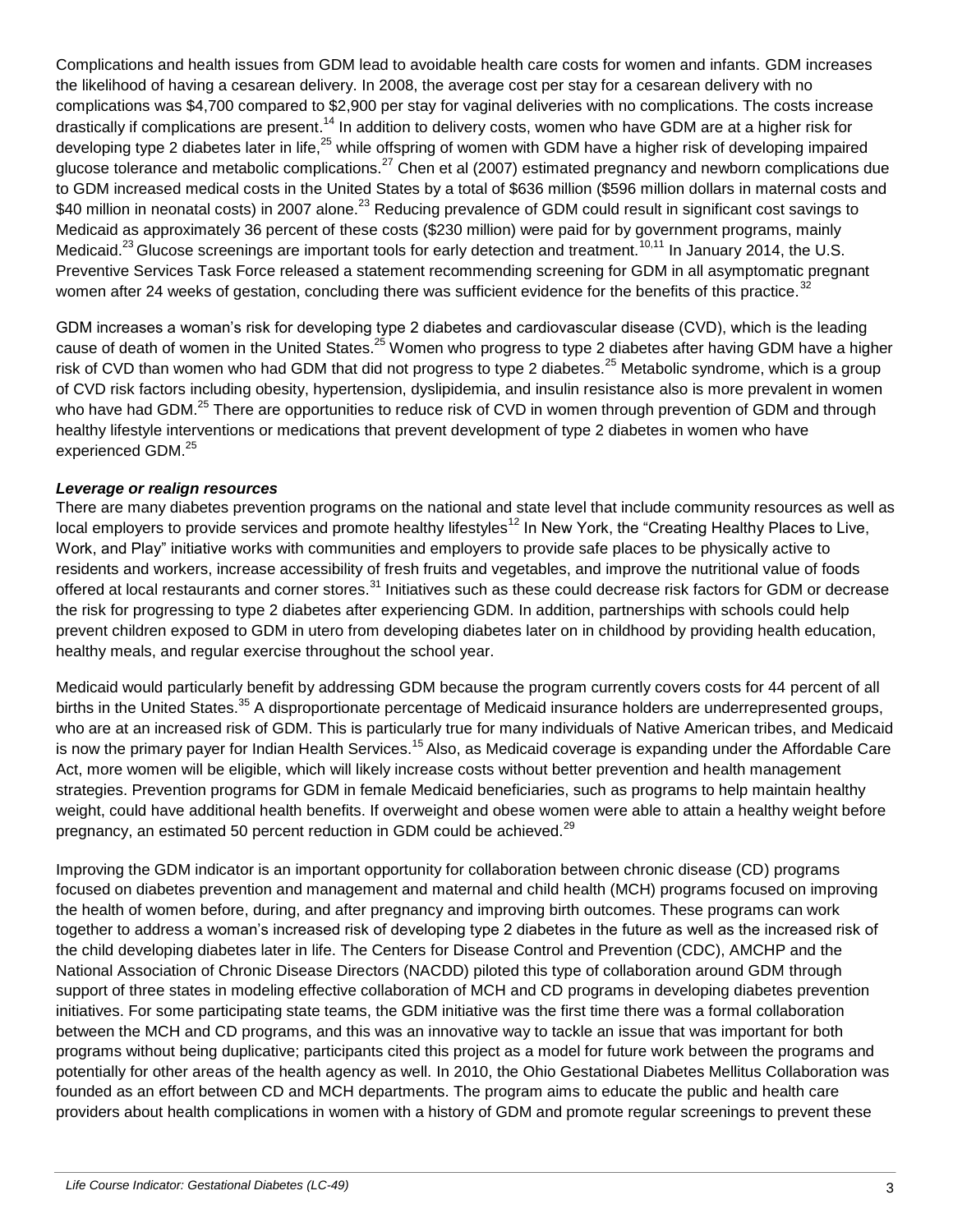Complications and health issues from GDM lead to avoidable health care costs for women and infants. GDM increases the likelihood of having a cesarean delivery. In 2008, the average cost per stay for a cesarean delivery with no complications was $4,700 compared to $2,900 per stay for vaginal deliveries with no complications. The costs increase drastically if complications are present.[14] In addition to delivery costs, women who have GDM are at a higher risk for developing type 2 diabetes later in life,[25] while offspring of women with GDM have a higher risk of developing impaired glucose tolerance and metabolic complications.[27] Chen et al (2007) estimated pregnancy and newborn complications due to GDM increased medical costs in the United States by a total of $636 million ($596 million dollars in maternal costs and $40 million in neonatal costs) in 2007 alone.[23] Reducing prevalence of GDM could result in significant cost savings to Medicaid as approximately 36 percent of these costs ($230 million) were paid for by government programs, mainly Medicaid.[23] Glucose screenings are important tools for early detection and treatment.[10,11] In January 2014, the U.S. Preventive Services Task Force released a statement recommending screening for GDM in all asymptomatic pregnant women after 24 weeks of gestation, concluding there was sufficient evidence for the benefits of this practice.[32]

GDM increases a woman's risk for developing type 2 diabetes and cardiovascular disease (CVD), which is the leading cause of death of women in the United States.[25] Women who progress to type 2 diabetes after having GDM have a higher risk of CVD than women who had GDM that did not progress to type 2 diabetes.[25] Metabolic syndrome, which is a group of CVD risk factors including obesity, hypertension, dyslipidemia, and insulin resistance also is more prevalent in women who have had GDM.[25] There are opportunities to reduce risk of CVD in women through prevention of GDM and through healthy lifestyle interventions or medications that prevent development of type 2 diabetes in women who have experienced GDM.[25]

***Leverage or realign resources***

There are many diabetes prevention programs on the national and state level that include community resources as well as local employers to provide services and promote healthy lifestyles[12] In New York, the "Creating Healthy Places to Live, Work, and Play" initiative works with communities and employers to provide safe places to be physically active to residents and workers, increase accessibility of fresh fruits and vegetables, and improve the nutritional value of foods offered at local restaurants and corner stores.[31] Initiatives such as these could decrease risk factors for GDM or decrease the risk for progressing to type 2 diabetes after experiencing GDM. In addition, partnerships with schools could help prevent children exposed to GDM in utero from developing diabetes later on in childhood by providing health education, healthy meals, and regular exercise throughout the school year.

Medicaid would particularly benefit by addressing GDM because the program currently covers costs for 44 percent of all births in the United States.[35] A disproportionate percentage of Medicaid insurance holders are underrepresented groups, who are at an increased risk of GDM. This is particularly true for many individuals of Native American tribes, and Medicaid is now the primary payer for Indian Health Services.[15] Also, as Medicaid coverage is expanding under the Affordable Care Act, more women will be eligible, which will likely increase costs without better prevention and health management strategies. Prevention programs for GDM in female Medicaid beneficiaries, such as programs to help maintain healthy weight, could have additional health benefits. If overweight and obese women were able to attain a healthy weight before pregnancy, an estimated 50 percent reduction in GDM could be achieved.[29]

Improving the GDM indicator is an important opportunity for collaboration between chronic disease (CD) programs focused on diabetes prevention and management and maternal and child health (MCH) programs focused on improving the health of women before, during, and after pregnancy and improving birth outcomes. These programs can work together to address a woman's increased risk of developing type 2 diabetes in the future as well as the increased risk of the child developing diabetes later in life. The Centers for Disease Control and Prevention (CDC), AMCHP and the National Association of Chronic Disease Directors (NACDD) piloted this type of collaboration around GDM through support of three states in modeling effective collaboration of MCH and CD programs in developing diabetes prevention initiatives. For some participating state teams, the GDM initiative was the first time there was a formal collaboration between the MCH and CD programs, and this was an innovative way to tackle an issue that was important for both programs without being duplicative; participants cited this project as a model for future work between the programs and potentially for other areas of the health agency as well. In 2010, the Ohio Gestational Diabetes Mellitus Collaboration was founded as an effort between CD and MCH departments. The program aims to educate the public and health care providers about health complications in women with a history of GDM and promote regular screenings to prevent these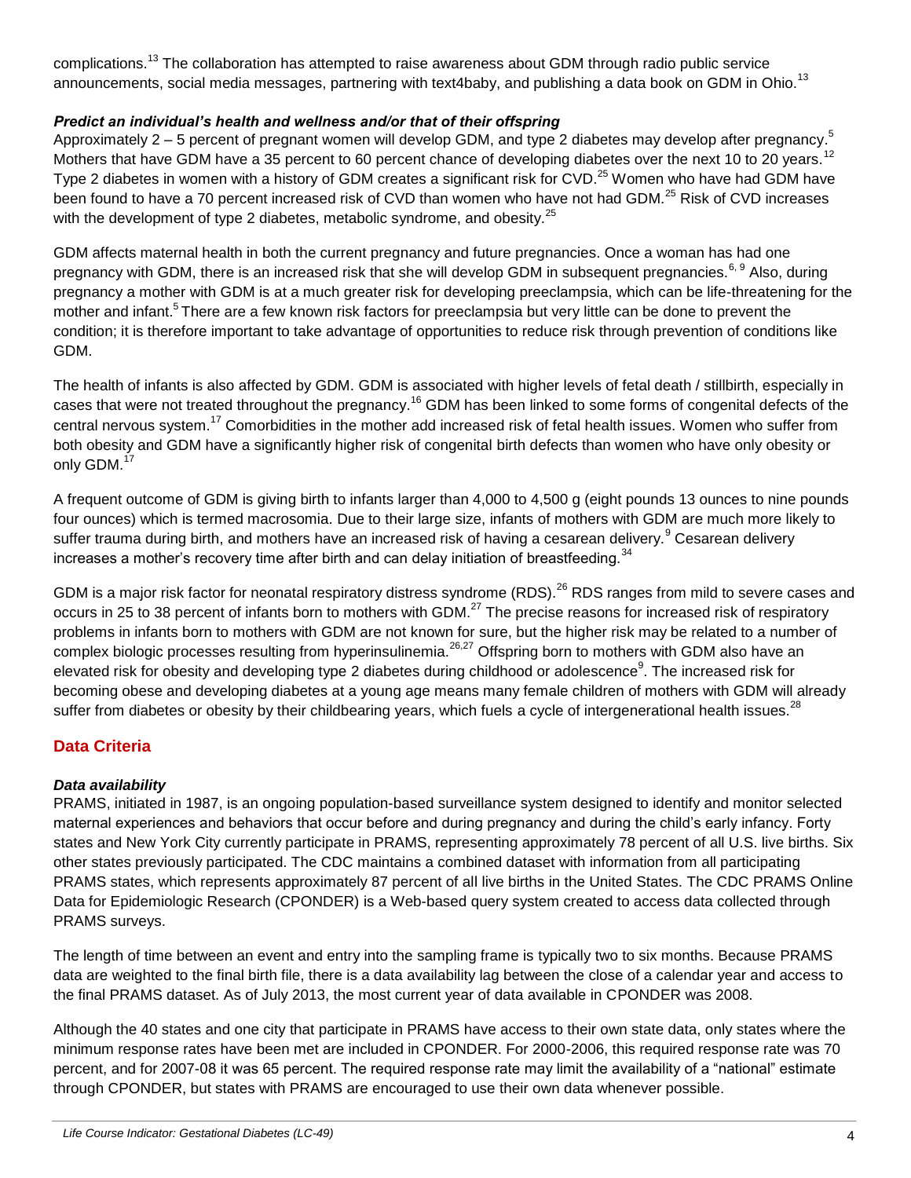complications.[13] The collaboration has attempted to raise awareness about GDM through radio public service announcements, social media messages, partnering with text4baby, and publishing a data book on GDM in Ohio.[13]

### *Predict an individual's health and wellness and/or that of their offspring*

Approximately 2 – 5 percent of pregnant women will develop GDM, and type 2 diabetes may develop after pregnancy.[5] Mothers that have GDM have a 35 percent to 60 percent chance of developing diabetes over the next 10 to 20 years.[12] Type 2 diabetes in women with a history of GDM creates a significant risk for CVD.[25] Women who have had GDM have been found to have a 70 percent increased risk of CVD than women who have not had GDM.[25] Risk of CVD increases with the development of type 2 diabetes, metabolic syndrome, and obesity.[25]

GDM affects maternal health in both the current pregnancy and future pregnancies. Once a woman has had one pregnancy with GDM, there is an increased risk that she will develop GDM in subsequent pregnancies.[6, 9] Also, during pregnancy a mother with GDM is at a much greater risk for developing preeclampsia, which can be life-threatening for the mother and infant.[5] There are a few known risk factors for preeclampsia but very little can be done to prevent the condition; it is therefore important to take advantage of opportunities to reduce risk through prevention of conditions like GDM.

The health of infants is also affected by GDM. GDM is associated with higher levels of fetal death / stillbirth, especially in cases that were not treated throughout the pregnancy.[16] GDM has been linked to some forms of congenital defects of the central nervous system.[17] Comorbidities in the mother add increased risk of fetal health issues. Women who suffer from both obesity and GDM have a significantly higher risk of congenital birth defects than women who have only obesity or only GDM.[17]

A frequent outcome of GDM is giving birth to infants larger than 4,000 to 4,500 g (eight pounds 13 ounces to nine pounds four ounces) which is termed macrosomia. Due to their large size, infants of mothers with GDM are much more likely to suffer trauma during birth, and mothers have an increased risk of having a cesarean delivery.[9] Cesarean delivery increases a mother's recovery time after birth and can delay initiation of breastfeeding.[34]

GDM is a major risk factor for neonatal respiratory distress syndrome (RDS).[26] RDS ranges from mild to severe cases and occurs in 25 to 38 percent of infants born to mothers with GDM.[27] The precise reasons for increased risk of respiratory problems in infants born to mothers with GDM are not known for sure, but the higher risk may be related to a number of complex biologic processes resulting from hyperinsulinemia.[26,27] Offspring born to mothers with GDM also have an elevated risk for obesity and developing type 2 diabetes during childhood or adolescence[9]. The increased risk for becoming obese and developing diabetes at a young age means many female children of mothers with GDM will already suffer from diabetes or obesity by their childbearing years, which fuels a cycle of intergenerational health issues.[28]

## Data Criteria

### *Data availability*

PRAMS, initiated in 1987, is an ongoing population-based surveillance system designed to identify and monitor selected maternal experiences and behaviors that occur before and during pregnancy and during the child's early infancy. Forty states and New York City currently participate in PRAMS, representing approximately 78 percent of all U.S. live births. Six other states previously participated. The CDC maintains a combined dataset with information from all participating PRAMS states, which represents approximately 87 percent of all live births in the United States. The CDC PRAMS Online Data for Epidemiologic Research (CPONDER) is a Web-based query system created to access data collected through PRAMS surveys.

The length of time between an event and entry into the sampling frame is typically two to six months. Because PRAMS data are weighted to the final birth file, there is a data availability lag between the close of a calendar year and access to the final PRAMS dataset. As of July 2013, the most current year of data available in CPONDER was 2008.

Although the 40 states and one city that participate in PRAMS have access to their own state data, only states where the minimum response rates have been met are included in CPONDER. For 2000-2006, this required response rate was 70 percent, and for 2007-08 it was 65 percent. The required response rate may limit the availability of a "national" estimate through CPONDER, but states with PRAMS are encouraged to use their own data whenever possible.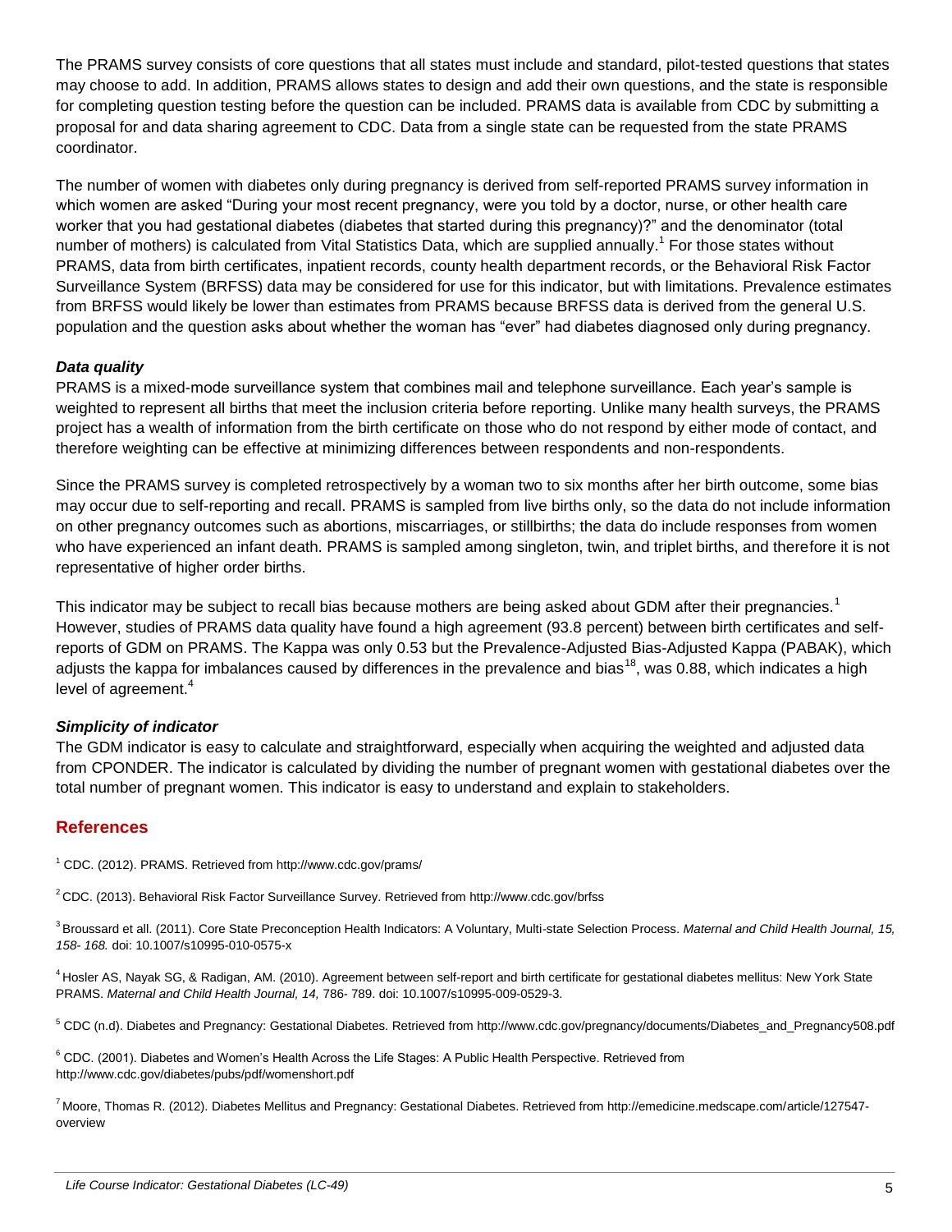The PRAMS survey consists of core questions that all states must include and standard, pilot-tested questions that states may choose to add. In addition, PRAMS allows states to design and add their own questions, and the state is responsible for completing question testing before the question can be included. PRAMS data is available from CDC by submitting a proposal for and data sharing agreement to CDC. Data from a single state can be requested from the state PRAMS coordinator.

The number of women with diabetes only during pregnancy is derived from self-reported PRAMS survey information in which women are asked “During your most recent pregnancy, were you told by a doctor, nurse, or other health care worker that you had gestational diabetes (diabetes that started during this pregnancy)?” and the denominator (total number of mothers) is calculated from Vital Statistics Data, which are supplied annually.[1] For those states without PRAMS, data from birth certificates, inpatient records, county health department records, or the Behavioral Risk Factor Surveillance System (BRFSS) data may be considered for use for this indicator, but with limitations. Prevalence estimates from BRFSS would likely be lower than estimates from PRAMS because BRFSS data is derived from the general U.S. population and the question asks about whether the woman has “ever” had diabetes diagnosed only during pregnancy.

### *Data quality*

PRAMS is a mixed-mode surveillance system that combines mail and telephone surveillance. Each year’s sample is weighted to represent all births that meet the inclusion criteria before reporting. Unlike many health surveys, the PRAMS project has a wealth of information from the birth certificate on those who do not respond by either mode of contact, and therefore weighting can be effective at minimizing differences between respondents and non-respondents.

Since the PRAMS survey is completed retrospectively by a woman two to six months after her birth outcome, some bias may occur due to self-reporting and recall. PRAMS is sampled from live births only, so the data do not include information on other pregnancy outcomes such as abortions, miscarriages, or stillbirths; the data do include responses from women who have experienced an infant death. PRAMS is sampled among singleton, twin, and triplet births, and therefore it is not representative of higher order births.

This indicator may be subject to recall bias because mothers are being asked about GDM after their pregnancies.[1] However, studies of PRAMS data quality have found a high agreement (93.8 percent) between birth certificates and self-reports of GDM on PRAMS. The Kappa was only 0.53 but the Prevalence-Adjusted Bias-Adjusted Kappa (PABAK), which adjusts the kappa for imbalances caused by differences in the prevalence and bias[18], was 0.88, which indicates a high level of agreement.[4]

### *Simplicity of indicator*

The GDM indicator is easy to calculate and straightforward, especially when acquiring the weighted and adjusted data from CPONDER. The indicator is calculated by dividing the number of pregnant women with gestational diabetes over the total number of pregnant women. This indicator is easy to understand and explain to stakeholders.

## References

[1] CDC. (2012). PRAMS. Retrieved from http://www.cdc.gov/prams/

[2] CDC. (2013). Behavioral Risk Factor Surveillance Survey. Retrieved from http://www.cdc.gov/brfss

[3] Broussard et ell. (2011). Core State Preconception Health Indicators: A Voluntary, Multi-state Selection Process. *Maternal and Child Health Journal, 15, 158- 168.* doi: 10.1007/s10995-010-0575-x

[4] Hosler AS, Nayak SG, & Radigan, AM. (2010). Agreement between self-report and birth certificate for gestational diabetes mellitus: New York State PRAMS. *Maternal and Child Health Journal, 14,* 786- 789. doi: 10.1007/s10995-009-0529-3.

[5] CDC (n.d). Diabetes and Pregnancy: Gestational Diabetes. Retrieved from http://www.cdc.gov/pregnancy/documents/Diabetes_and_Pregnancy508.pdf

[6] CDC. (2001). Diabetes and Women’s Health Across the Life Stages: A Public Health Perspective. Retrieved from http://www.cdc.gov/diabetes/pubs/pdf/womenshort.pdf

[7] Moore, Thomas R. (2012). Diabetes Mellitus and Pregnancy: Gestational Diabetes. Retrieved from http://emedicine.medscape.com/article/127547-overview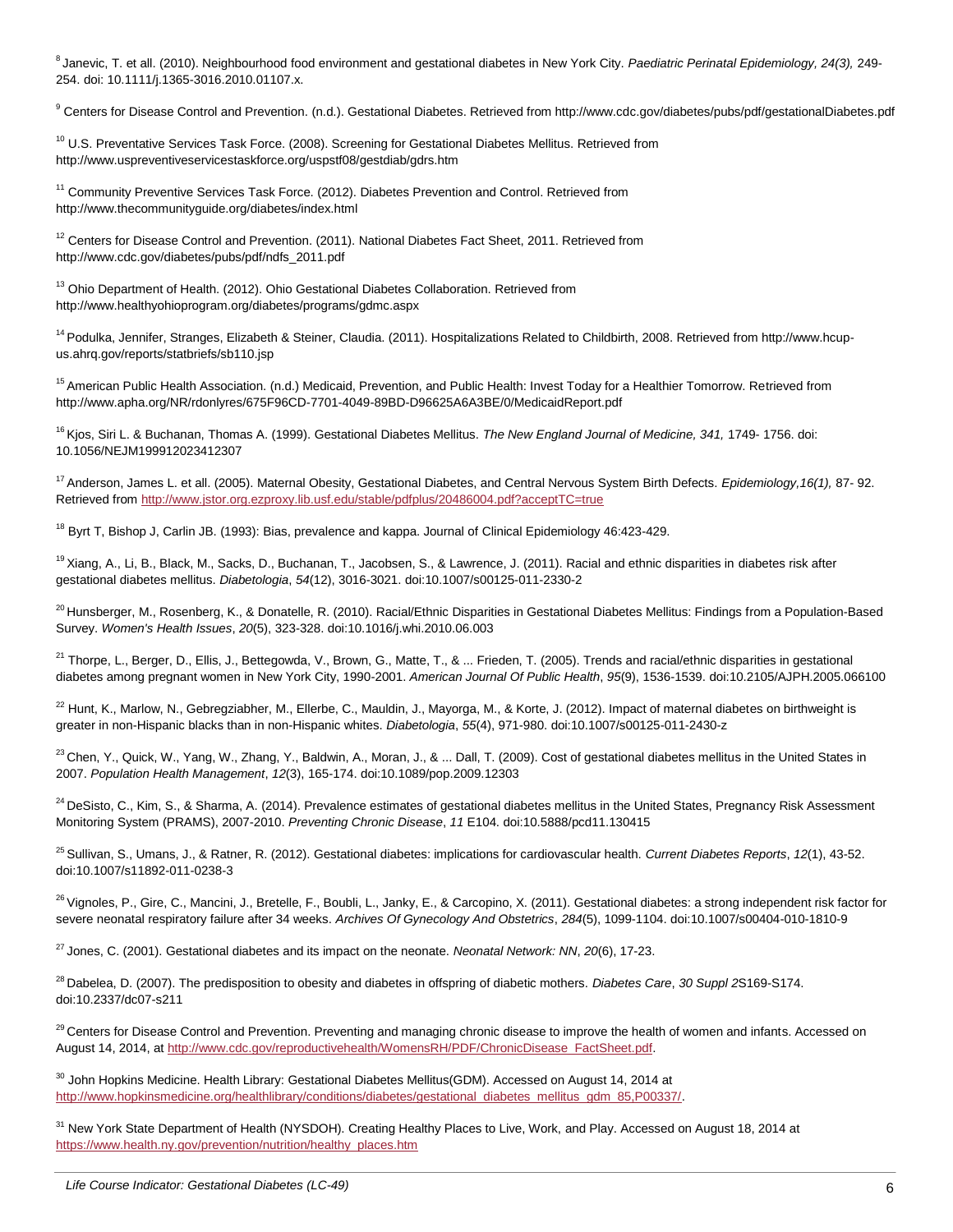[8] Janevic, T. et all. (2010). Neighbourhood food environment and gestational diabetes in New York City. *Paediatric Perinatal Epidemiology, 24(3),* 249-254. doi: 10.1111/j.1365-3016.2010.01107.x.

[9] Centers for Disease Control and Prevention. (n.d.). Gestational Diabetes. Retrieved from http://www.cdc.gov/diabetes/pubs/pdf/gestationalDiabetes.pdf

[10] U.S. Preventative Services Task Force. (2008). Screening for Gestational Diabetes Mellitus. Retrieved from http://www.uspreventiveservicestaskforce.org/uspstf08/gestdiab/gdrs.htm

[11] Community Preventive Services Task Force. (2012). Diabetes Prevention and Control. Retrieved from http://www.thecommunityguide.org/diabetes/index.html

[12] Centers for Disease Control and Prevention. (2011). National Diabetes Fact Sheet, 2011. Retrieved from http://www.cdc.gov/diabetes/pubs/pdf/ndfs_2011.pdf

[13] Ohio Department of Health. (2012). Ohio Gestational Diabetes Collaboration. Retrieved from http://www.healthyohioprogram.org/diabetes/programs/gdmc.aspx

[14] Podulka, Jennifer, Stranges, Elizabeth & Steiner, Claudia. (2011). Hospitalizations Related to Childbirth, 2008. Retrieved from http://www.hcup-us.ahrq.gov/reports/statbriefs/sb110.jsp

[15] American Public Health Association. (n.d.) Medicaid, Prevention, and Public Health: Invest Today for a Healthier Tomorrow. Retrieved from http://www.apha.org/NR/rdonlyres/675F96CD-7701-4049-89BD-D96625A6A3BE/0/MedicaidReport.pdf

[16] Kjos, Siri L. & Buchanan, Thomas A. (1999). Gestational Diabetes Mellitus. *The New England Journal of Medicine, 341,* 1749- 1756. doi: 10.1056/NEJM199912023412307

[17] Anderson, James L. et all. (2005). Maternal Obesity, Gestational Diabetes, and Central Nervous System Birth Defects. *Epidemiology,16(1),* 87- 92. Retrieved from http://www.jstor.org.ezproxy.lib.usf.edu/stable/pdfplus/20486004.pdf?acceptTC=true

[18] Byrt T, Bishop J, Carlin JB. (1993): Bias, prevalence and kappa. Journal of Clinical Epidemiology 46:423-429.

[19] Xiang, A., Li, B., Black, M., Sacks, D., Buchanan, T., Jacobsen, S., & Lawrence, J. (2011). Racial and ethnic disparities in diabetes risk after gestational diabetes mellitus. *Diabetologia*, *54*(12), 3016-3021. doi:10.1007/s00125-011-2330-2

[20] Hunsberger, M., Rosenberg, K., & Donatelle, R. (2010). Racial/Ethnic Disparities in Gestational Diabetes Mellitus: Findings from a Population-Based Survey. *Women's Health Issues*, *20*(5), 323-328. doi:10.1016/j.whi.2010.06.003

[21] Thorpe, L., Berger, D., Ellis, J., Bettegowda, V., Brown, G., Matte, T., & ... Frieden, T. (2005). Trends and racial/ethnic disparities in gestational diabetes among pregnant women in New York City, 1990-2001. *American Journal Of Public Health*, *95*(9), 1536-1539. doi:10.2105/AJPH.2005.066100

[22] Hunt, K., Marlow, N., Gebregziabher, M., Ellerbe, C., Mauldin, J., Mayorga, M., & Korte, J. (2012). Impact of maternal diabetes on birthweight is greater in non-Hispanic blacks than in non-Hispanic whites. *Diabetologia*, *55*(4), 971-980. doi:10.1007/s00125-011-2430-z

[23] Chen, Y., Quick, W., Yang, W., Zhang, Y., Baldwin, A., Moran, J., & ... Dall, T. (2009). Cost of gestational diabetes mellitus in the United States in 2007. *Population Health Management*, *12*(3), 165-174. doi:10.1089/pop.2009.12303

[24] DeSisto, C., Kim, S., & Sharma, A. (2014). Prevalence estimates of gestational diabetes mellitus in the United States, Pregnancy Risk Assessment Monitoring System (PRAMS), 2007-2010. *Preventing Chronic Disease*, *11* E104. doi:10.5888/pcd11.130415

[25] Sullivan, S., Umans, J., & Ratner, R. (2012). Gestational diabetes: implications for cardiovascular health. *Current Diabetes Reports*, *12*(1), 43-52. doi:10.1007/s11892-011-0238-3

[26] Vignoles, P., Gire, C., Mancini, J., Bretelle, F., Boubli, L., Janky, E., & Carcopino, X. (2011). Gestational diabetes: a strong independent risk factor for severe neonatal respiratory failure after 34 weeks. *Archives Of Gynecology And Obstetrics*, *284*(5), 1099-1104. doi:10.1007/s00404-010-1810-9

[27] Jones, C. (2001). Gestational diabetes and its impact on the neonate. *Neonatal Network: NN*, *20*(6), 17-23.

[28] Dabelea, D. (2007). The predisposition to obesity and diabetes in offspring of diabetic mothers. *Diabetes Care*, *30 Suppl 2*S169-S174. doi:10.2337/dc07-s211

[29] Centers for Disease Control and Prevention. Preventing and managing chronic disease to improve the health of women and infants. Accessed on August 14, 2014, at http://www.cdc.gov/reproductivehealth/WomensRH/PDF/ChronicDisease_FactSheet.pdf.

[30] John Hopkins Medicine. Health Library: Gestational Diabetes Mellitus(GDM). Accessed on August 14, 2014 at http://www.hopkinsmedicine.org/healthlibrary/conditions/diabetes/gestational_diabetes_mellitus_gdm_85,P00337/.

[31] New York State Department of Health (NYSDOH). Creating Healthy Places to Live, Work, and Play. Accessed on August 18, 2014 at https://www.health.ny.gov/prevention/nutrition/healthy_places.htm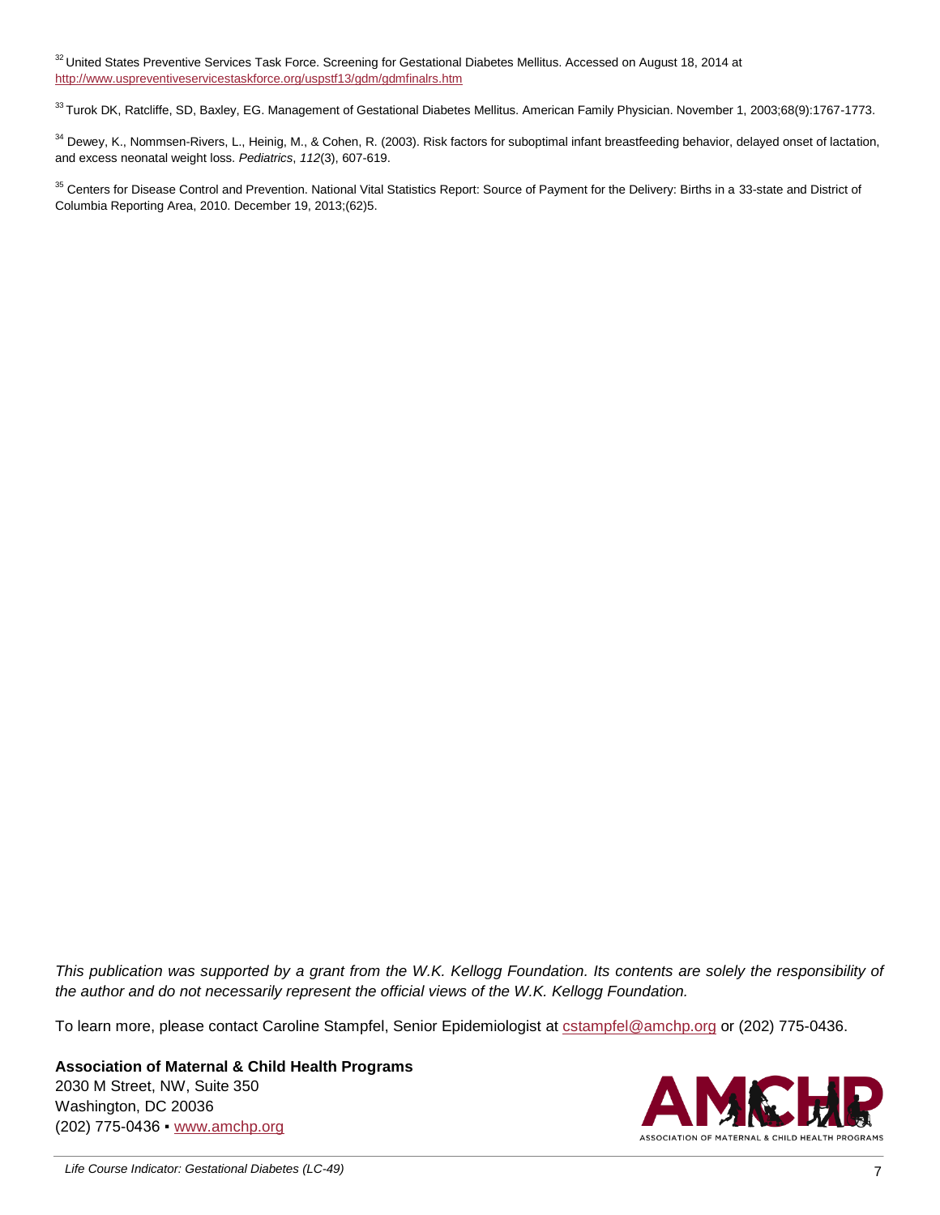[32] United States Preventive Services Task Force. Screening for Gestational Diabetes Mellitus. Accessed on August 18, 2014 at http://www.uspreventiveservicestaskforce.org/uspstf13/gdm/gdmfinalrs.htm

[33] Turok DK, Ratcliffe, SD, Baxley, EG. Management of Gestational Diabetes Mellitus. American Family Physician. November 1, 2003;68(9):1767-1773.

[34] Dewey, K., Nommsen-Rivers, L., Heinig, M., & Cohen, R. (2003). Risk factors for suboptimal infant breastfeeding behavior, delayed onset of lactation, and excess neonatal weight loss. *Pediatrics*, *112*(3), 607-619.

[35] Centers for Disease Control and Prevention. National Vital Statistics Report: Source of Payment for the Delivery: Births in a 33-state and District of Columbia Reporting Area, 2010. December 19, 2013;(62)5.

*This publication was supported by a grant from the W.K. Kellogg Foundation. Its contents are solely the responsibility of the author and do not necessarily represent the official views of the W.K. Kellogg Foundation.*

To learn more, please contact Caroline Stampfel, Senior Epidemiologist at cstampfel@amchp.org or (202) 775-0436.

**Association of Maternal & Child Health Programs**
2030 M Street, NW, Suite 350
Washington, DC 20036
(202) 775-0436 ▪ www.amchp.org

AMCHP
ASSOCIATION OF MATERNAL & CHILD HEALTH PROGRAMS